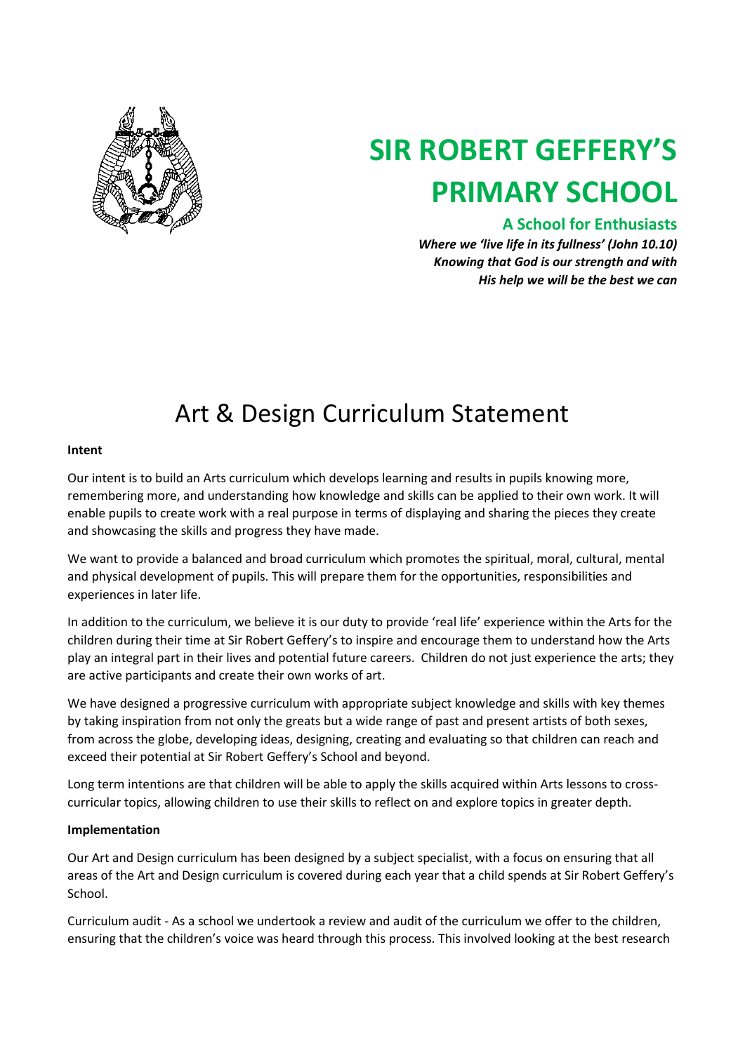# SIR ROBERT GEFFERY'S PRIMARY SCHOOL

**A School for Enthusiasts**

***Where we 'live life in its fullness' (John 10.10) Knowing that God is our strength and with His help we will be the best we can***

# Art & Design Curriculum Statement

**Intent**

Our intent is to build an Arts curriculum which develops learning and results in pupils knowing more, remembering more, and understanding how knowledge and skills can be applied to their own work. It will enable pupils to create work with a real purpose in terms of displaying and sharing the pieces they create and showcasing the skills and progress they have made.

We want to provide a balanced and broad curriculum which promotes the spiritual, moral, cultural, mental and physical development of pupils. This will prepare them for the opportunities, responsibilities and experiences in later life.

In addition to the curriculum, we believe it is our duty to provide 'real life' experience within the Arts for the children during their time at Sir Robert Geffery's to inspire and encourage them to understand how the Arts play an integral part in their lives and potential future careers. Children do not just experience the arts; they are active participants and create their own works of art.

We have designed a progressive curriculum with appropriate subject knowledge and skills with key themes by taking inspiration from not only the greats but a wide range of past and present artists of both sexes, from across the globe, developing ideas, designing, creating and evaluating so that children can reach and exceed their potential at Sir Robert Geffery's School and beyond.

Long term intentions are that children will be able to apply the skills acquired within Arts lessons to cross-curricular topics, allowing children to use their skills to reflect on and explore topics in greater depth.

**Implementation**

Our Art and Design curriculum has been designed by a subject specialist, with a focus on ensuring that all areas of the Art and Design curriculum is covered during each year that a child spends at Sir Robert Geffery's School.

Curriculum audit - As a school we undertook a review and audit of the curriculum we offer to the children, ensuring that the children's voice was heard through this process. This involved looking at the best research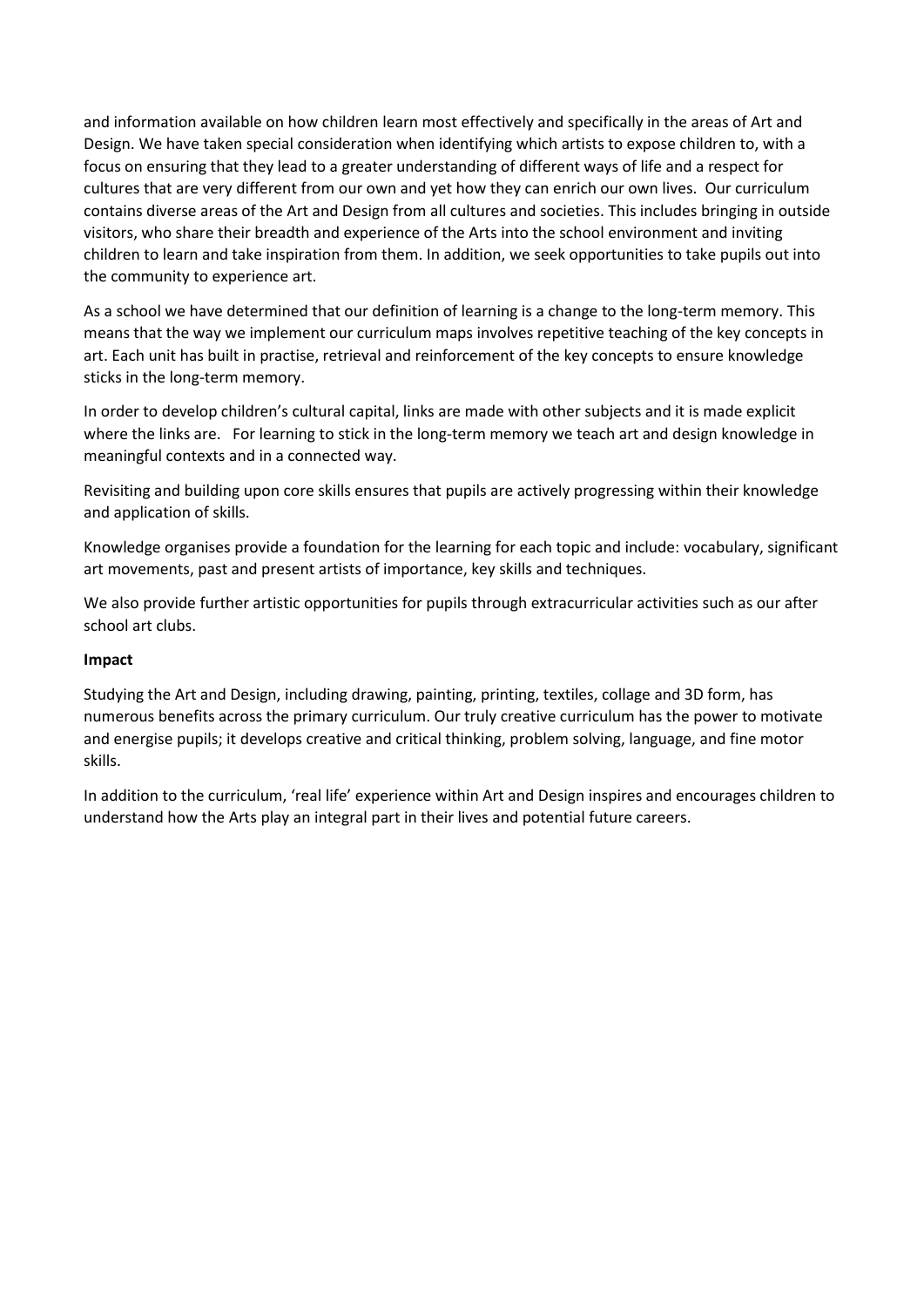and information available on how children learn most effectively and specifically in the areas of Art and Design. We have taken special consideration when identifying which artists to expose children to, with a focus on ensuring that they lead to a greater understanding of different ways of life and a respect for cultures that are very different from our own and yet how they can enrich our own lives. Our curriculum contains diverse areas of the Art and Design from all cultures and societies. This includes bringing in outside visitors, who share their breadth and experience of the Arts into the school environment and inviting children to learn and take inspiration from them. In addition, we seek opportunities to take pupils out into the community to experience art.

As a school we have determined that our definition of learning is a change to the long-term memory. This means that the way we implement our curriculum maps involves repetitive teaching of the key concepts in art. Each unit has built in practise, retrieval and reinforcement of the key concepts to ensure knowledge sticks in the long-term memory.

In order to develop children's cultural capital, links are made with other subjects and it is made explicit where the links are. For learning to stick in the long-term memory we teach art and design knowledge in meaningful contexts and in a connected way.

Revisiting and building upon core skills ensures that pupils are actively progressing within their knowledge and application of skills.

Knowledge organises provide a foundation for the learning for each topic and include: vocabulary, significant art movements, past and present artists of importance, key skills and techniques.

We also provide further artistic opportunities for pupils through extracurricular activities such as our after school art clubs.

**Impact**

Studying the Art and Design, including drawing, painting, printing, textiles, collage and 3D form, has numerous benefits across the primary curriculum. Our truly creative curriculum has the power to motivate and energise pupils; it develops creative and critical thinking, problem solving, language, and fine motor skills.

In addition to the curriculum, 'real life' experience within Art and Design inspires and encourages children to understand how the Arts play an integral part in their lives and potential future careers.